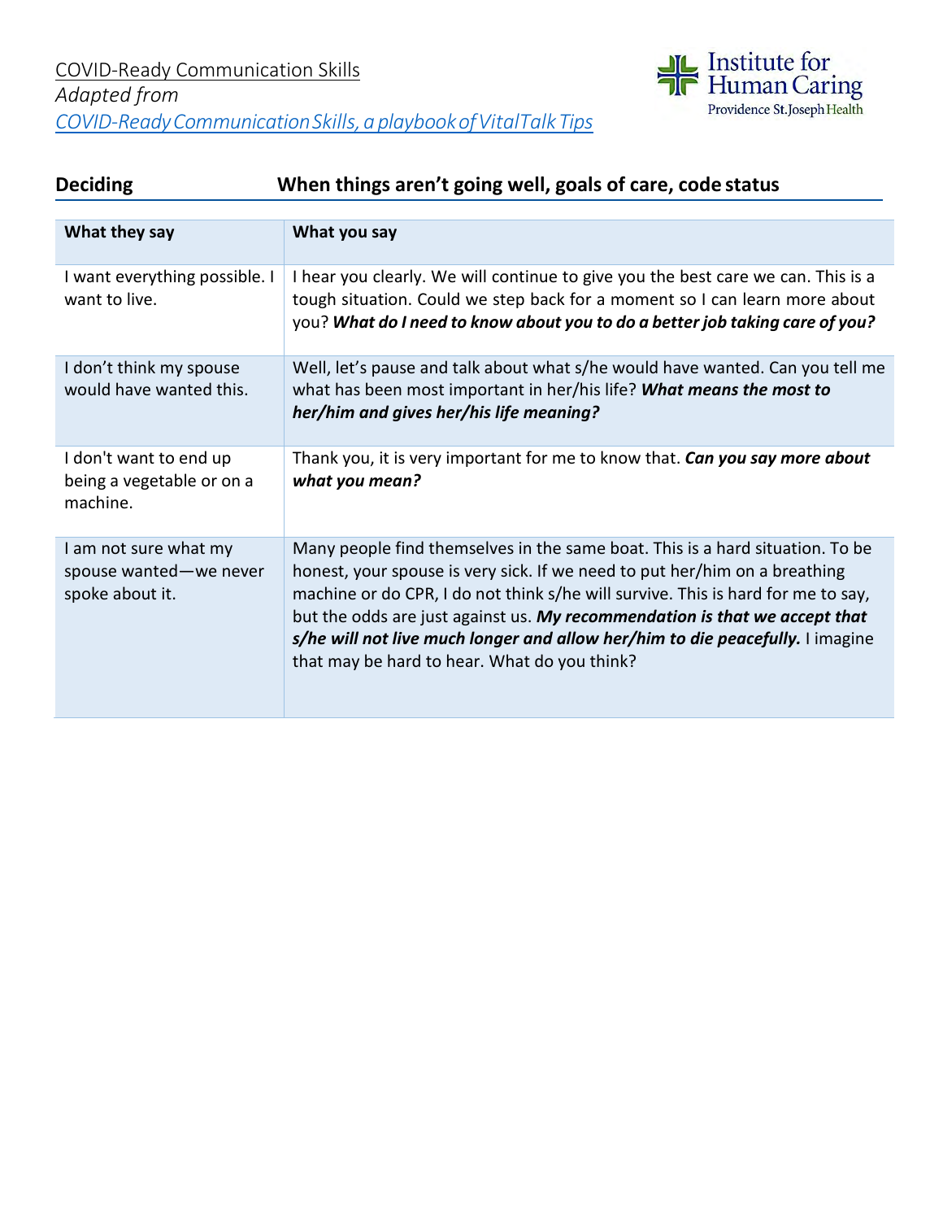COVID-Ready Communication Skills
*Adapted from*
*COVID-Ready Communication Skills, a playbook of VitalTalk Tips*

Institute for Human Caring
Providence St. Joseph Health

## Deciding — When things aren't going well, goals of care, code status

| What they say | What you say |
|---|---|
| I want everything possible. I want to live. | I hear you clearly. We will continue to give you the best care we can. This is a tough situation. Could we step back for a moment so I can learn more about you? ***What do I need to know about you to do a better job taking care of you?*** |
| I don't think my spouse would have wanted this. | Well, let's pause and talk about what s/he would have wanted. Can you tell me what has been most important in her/his life? ***What means the most to her/him and gives her/his life meaning?*** |
| I don't want to end up being a vegetable or on a machine. | Thank you, it is very important for me to know that. ***Can you say more about what you mean?*** |
| I am not sure what my spouse wanted—we never spoke about it. | Many people find themselves in the same boat. This is a hard situation. To be honest, your spouse is very sick. If we need to put her/him on a breathing machine or do CPR, I do not think s/he will survive. This is hard for me to say, but the odds are just against us. ***My recommendation is that we accept that s/he will not live much longer and allow her/him to die peacefully.*** I imagine that may be hard to hear. What do you think? |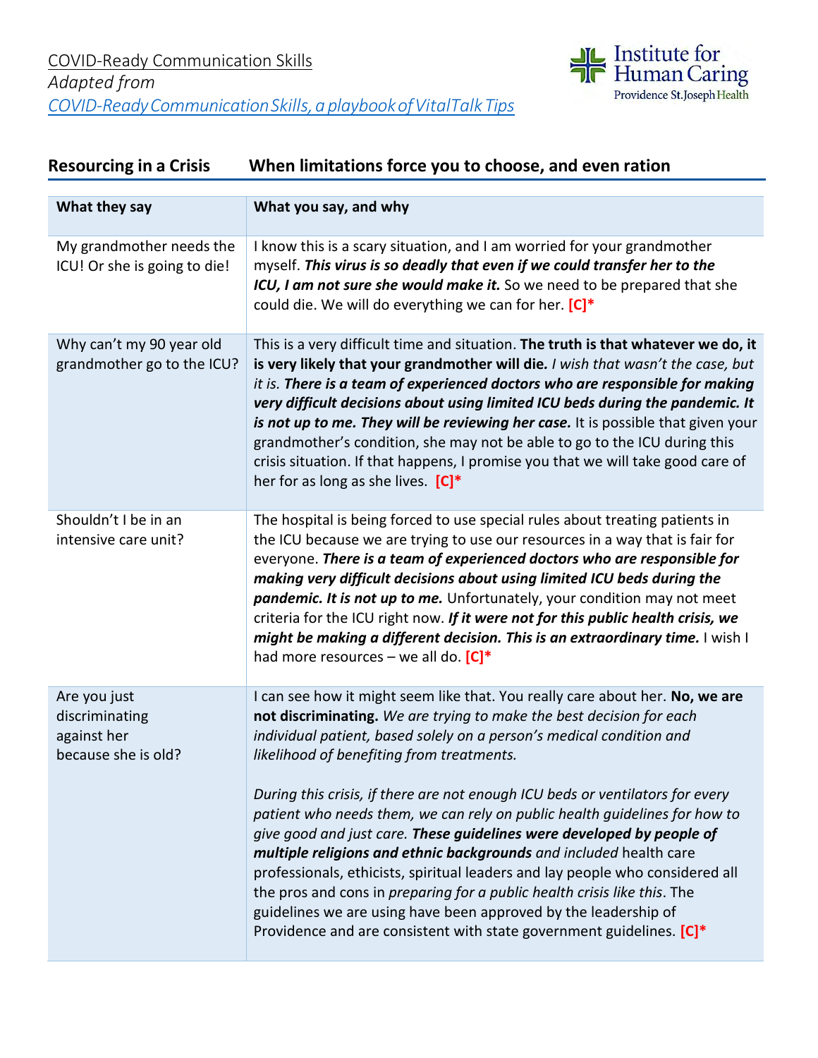COVID-Ready Communication Skills
*Adapted from*
*COVID-Ready Communication Skills, a playbook of VitalTalk Tips*

Institute for Human Caring
Providence St. Joseph Health

## Resourcing in a Crisis When limitations force you to choose, and even ration

| What they say | What you say, and why |
|---|---|
| My grandmother needs the ICU! Or she is going to die! | I know this is a scary situation, and I am worried for your grandmother myself. ***This virus is so deadly that even if we could transfer her to the ICU, I am not sure she would make it.*** So we need to be prepared that she could die. We will do everything we can for her. **[C]*** |
| Why can't my 90 year old grandmother go to the ICU? | This is a very difficult time and situation. **The truth is that whatever we do, it is very likely that your grandmother will die.** *I wish that wasn't the case, but it is.* ***There is a team of experienced doctors who are responsible for making very difficult decisions about using limited ICU beds during the pandemic. It is not up to me. They will be reviewing her case.*** It is possible that given your grandmother's condition, she may not be able to go to the ICU during this crisis situation. If that happens, I promise you that we will take good care of her for as long as she lives. **[C]*** |
| Shouldn't I be in an intensive care unit? | The hospital is being forced to use special rules about treating patients in the ICU because we are trying to use our resources in a way that is fair for everyone. ***There is a team of experienced doctors who are responsible for making very difficult decisions about using limited ICU beds during the pandemic. It is not up to me.*** Unfortunately, your condition may not meet criteria for the ICU right now. ***If it were not for this public health crisis, we might be making a different decision. This is an extraordinary time.*** I wish I had more resources – we all do. **[C]*** |
| Are you just discriminating against her because she is old? | I can see how it might seem like that. You really care about her. **No, we are not discriminating.** *We are trying to make the best decision for each individual patient, based solely on a person's medical condition and likelihood of benefiting from treatments.*<br><br>*During this crisis, if there are not enough ICU beds or ventilators for every patient who needs them, we can rely on public health guidelines for how to give good and just care.* ***These guidelines were developed by people of multiple religions and ethnic backgrounds*** *and included* health care professionals, ethicists, spiritual leaders and lay people who considered all the pros and cons in *preparing for a public health crisis like this*. The guidelines we are using have been approved by the leadership of Providence and are consistent with state government guidelines. **[C]*** |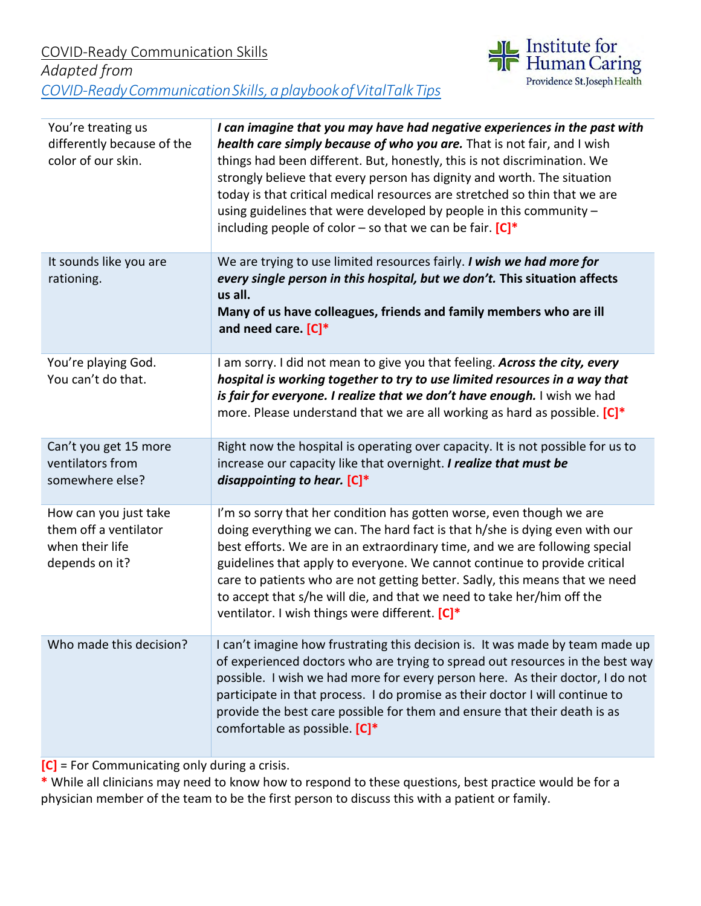COVID-Ready Communication Skills
*Adapted from*
*COVID-Ready Communication Skills, a playbook of VitalTalk Tips*

Institute for Human Caring
Providence St.Joseph Health

| | |
|---|---|
| You're treating us differently because of the color of our skin. | ***I can imagine that you may have had negative experiences in the past with health care simply because of who you are.*** That is not fair, and I wish things had been different. But, honestly, this is not discrimination. We strongly believe that every person has dignity and worth. The situation today is that critical medical resources are stretched so thin that we are using guidelines that were developed by people in this community – including people of color – so that we can be fair. **[C]*** |
| It sounds like you are rationing. | We are trying to use limited resources fairly. ***I wish we had more for every single person in this hospital, but we don't.*** **This situation affects us all. Many of us have colleagues, friends and family members who are ill and need care.** **[C]*** |
| You're playing God. You can't do that. | I am sorry. I did not mean to give you that feeling. ***Across the city, every hospital is working together to try to use limited resources in a way that is fair for everyone. I realize that we don't have enough.*** I wish we had more. Please understand that we are all working as hard as possible. **[C]*** |
| Can't you get 15 more ventilators from somewhere else? | Right now the hospital is operating over capacity. It is not possible for us to increase our capacity like that overnight. ***I realize that must be disappointing to hear.*** **[C]*** |
| How can you just take them off a ventilator when their life depends on it? | I'm so sorry that her condition has gotten worse, even though we are doing everything we can. The hard fact is that h/she is dying even with our best efforts. We are in an extraordinary time, and we are following special guidelines that apply to everyone. We cannot continue to provide critical care to patients who are not getting better. Sadly, this means that we need to accept that s/he will die, and that we need to take her/him off the ventilator. I wish things were different. **[C]*** |
| Who made this decision? | I can't imagine how frustrating this decision is. It was made by team made up of experienced doctors who are trying to spread out resources in the best way possible. I wish we had more for every person here. As their doctor, I do not participate in that process. I do promise as their doctor I will continue to provide the best care possible for them and ensure that their death is as comfortable as possible. **[C]*** |

**[C]** = For Communicating only during a crisis.
* While all clinicians may need to know how to respond to these questions, best practice would be for a physician member of the team to be the first person to discuss this with a patient or family.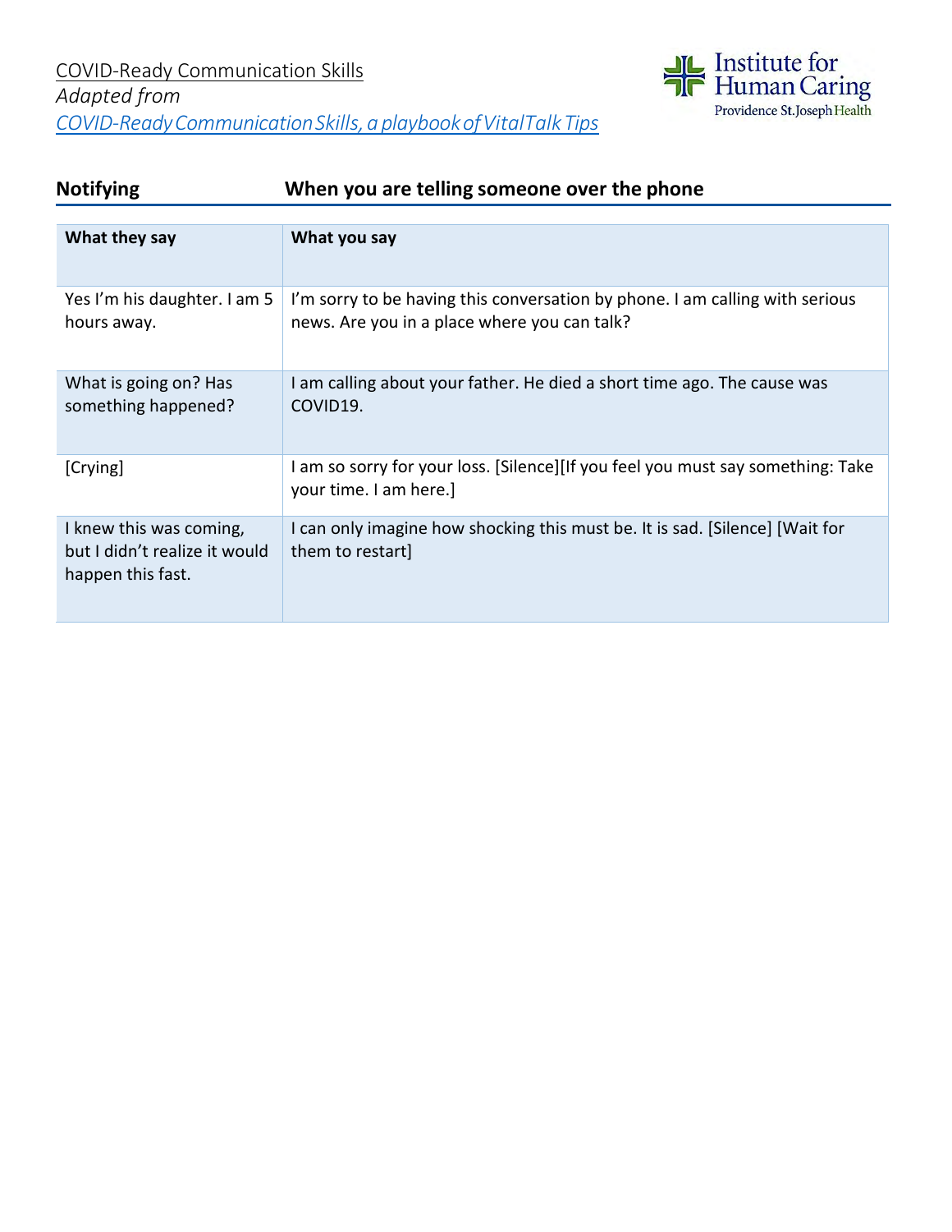COVID-Ready Communication Skills
*Adapted from*
*COVID-Ready Communication Skills, a playbook of VitalTalk Tips*

Institute for Human Caring
Providence St. Joseph Health

## Notifying — When you are telling someone over the phone

| What they say | What you say |
|---|---|
| Yes I'm his daughter. I am 5 hours away. | I'm sorry to be having this conversation by phone. I am calling with serious news. Are you in a place where you can talk? |
| What is going on? Has something happened? | I am calling about your father. He died a short time ago. The cause was COVID19. |
| [Crying] | I am so sorry for your loss. [Silence][If you feel you must say something: Take your time. I am here.] |
| I knew this was coming, but I didn't realize it would happen this fast. | I can only imagine how shocking this must be. It is sad. [Silence] [Wait for them to restart] |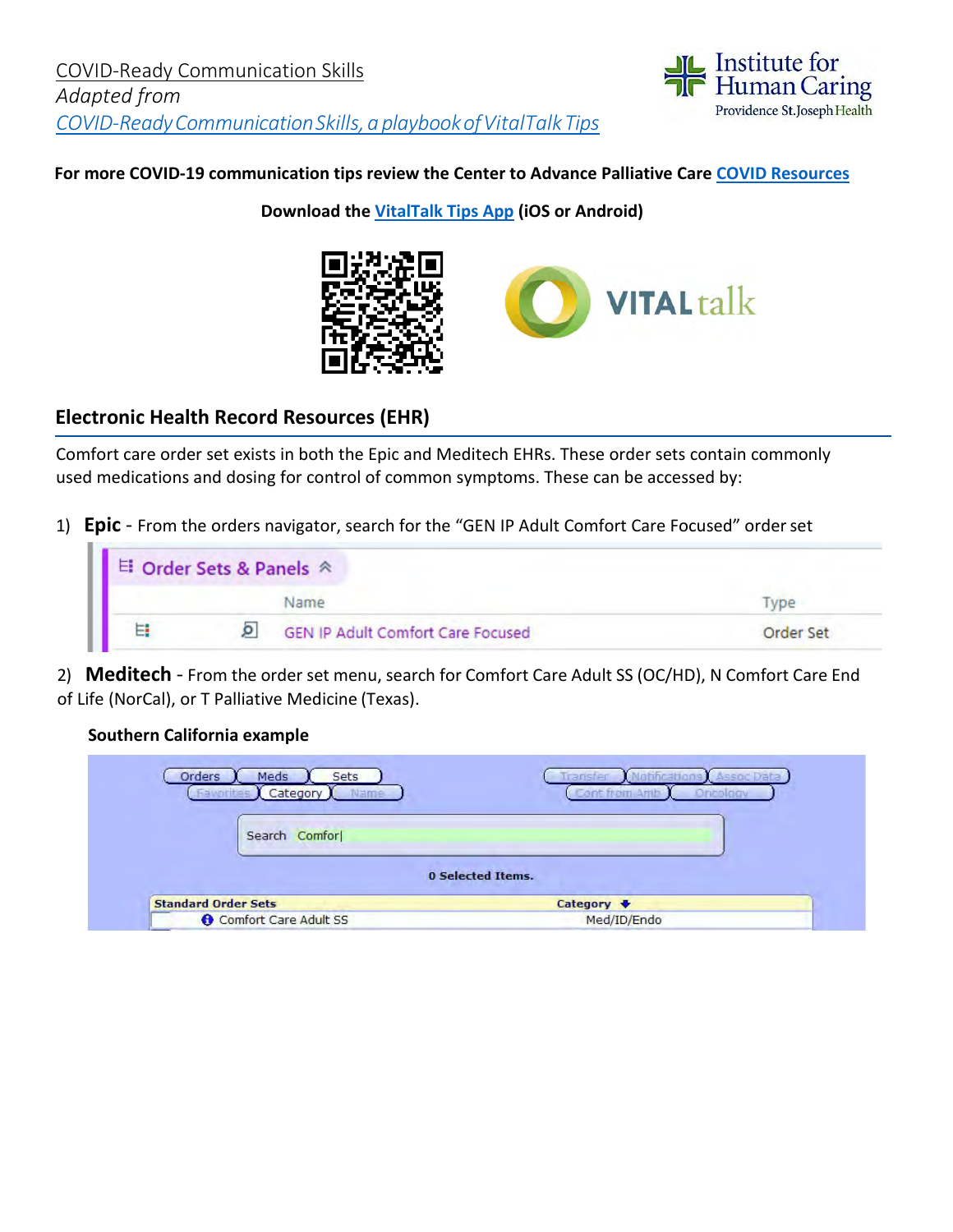COVID-Ready Communication Skills
*Adapted from*
*COVID-Ready Communication Skills, a playbook of VitalTalk Tips*

Institute for Human Caring
Providence St.Joseph Health

**For more COVID-19 communication tips review the Center to Advance Palliative Care COVID Resources**

**Download the VitalTalk Tips App (iOS or Android)**

## Electronic Health Record Resources (EHR)

Comfort care order set exists in both the Epic and Meditech EHRs. These order sets contain commonly used medications and dosing for control of common symptoms. These can be accessed by:

1) **Epic** - From the orders navigator, search for the "GEN IP Adult Comfort Care Focused" order set

| Name | Type |
|---|---|
| GEN IP Adult Comfort Care Focused | Order Set |

2) **Meditech** - From the order set menu, search for Comfort Care Adult SS (OC/HD), N Comfort Care End of Life (NorCal), or T Palliative Medicine (Texas).

**Southern California example**

Search: Comfor|

0 Selected Items.

| Standard Order Sets | Category |
|---|---|
| Comfort Care Adult SS | Med/ID/Endo |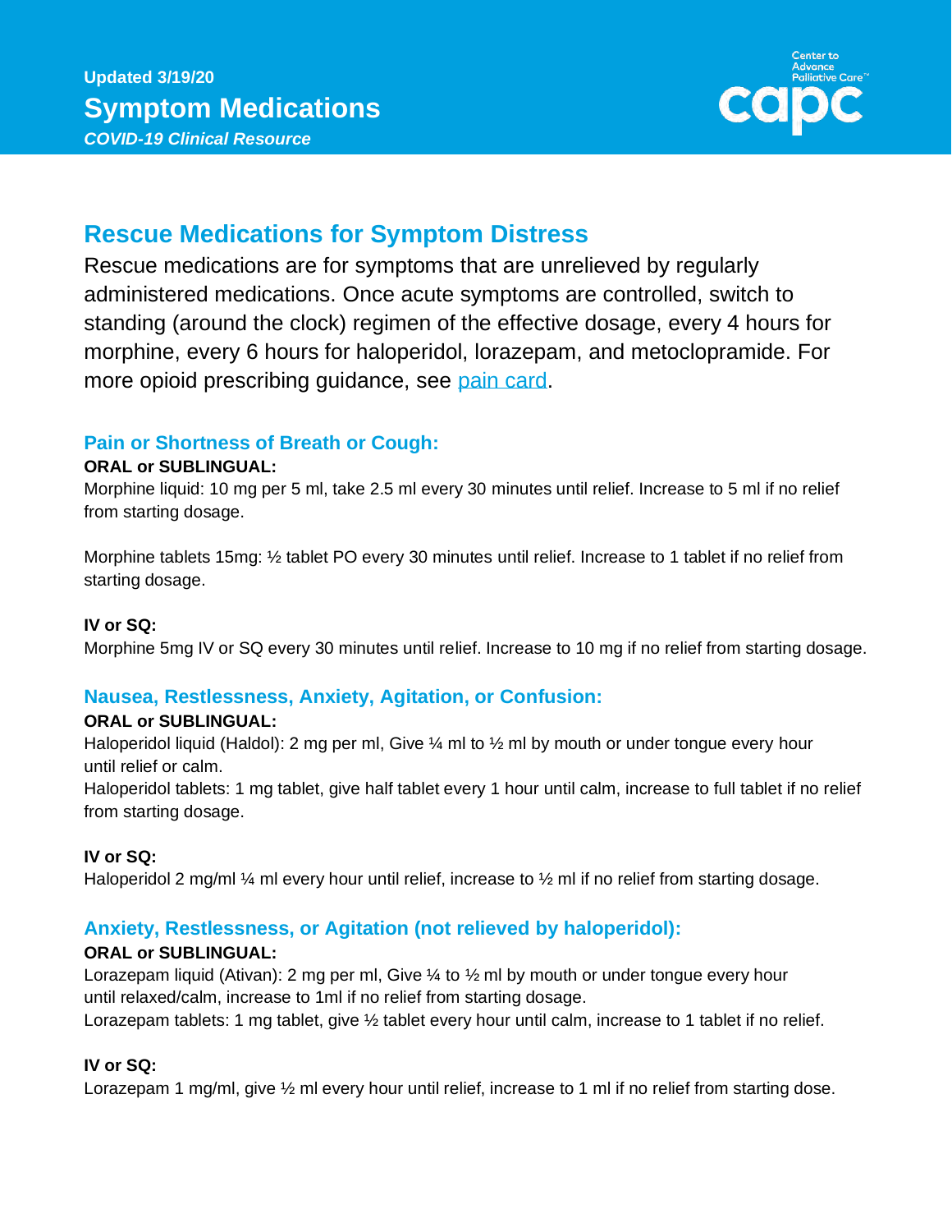Updated 3/19/20

# Symptom Medications

*COVID-19 Clinical Resource*

## Rescue Medications for Symptom Distress

Rescue medications are for symptoms that are unrelieved by regularly administered medications. Once acute symptoms are controlled, switch to standing (around the clock) regimen of the effective dosage, every 4 hours for morphine, every 6 hours for haloperidol, lorazepam, and metoclopramide. For more opioid prescribing guidance, see pain card.

### Pain or Shortness of Breath or Cough:

**ORAL or SUBLINGUAL:**

Morphine liquid: 10 mg per 5 ml, take 2.5 ml every 30 minutes until relief. Increase to 5 ml if no relief from starting dosage.

Morphine tablets 15mg: ½ tablet PO every 30 minutes until relief. Increase to 1 tablet if no relief from starting dosage.

**IV or SQ:**

Morphine 5mg IV or SQ every 30 minutes until relief. Increase to 10 mg if no relief from starting dosage.

### Nausea, Restlessness, Anxiety, Agitation, or Confusion:

**ORAL or SUBLINGUAL:**

Haloperidol liquid (Haldol): 2 mg per ml, Give ¼ ml to ½ ml by mouth or under tongue every hour until relief or calm.

Haloperidol tablets: 1 mg tablet, give half tablet every 1 hour until calm, increase to full tablet if no relief from starting dosage.

**IV or SQ:**

Haloperidol 2 mg/ml ¼ ml every hour until relief, increase to ½ ml if no relief from starting dosage.

### Anxiety, Restlessness, or Agitation (not relieved by haloperidol):

**ORAL or SUBLINGUAL:**

Lorazepam liquid (Ativan): 2 mg per ml, Give ¼ to ½ ml by mouth or under tongue every hour until relaxed/calm, increase to 1ml if no relief from starting dosage.

Lorazepam tablets: 1 mg tablet, give ½ tablet every hour until calm, increase to 1 tablet if no relief.

**IV or SQ:**

Lorazepam 1 mg/ml, give ½ ml every hour until relief, increase to 1 ml if no relief from starting dose.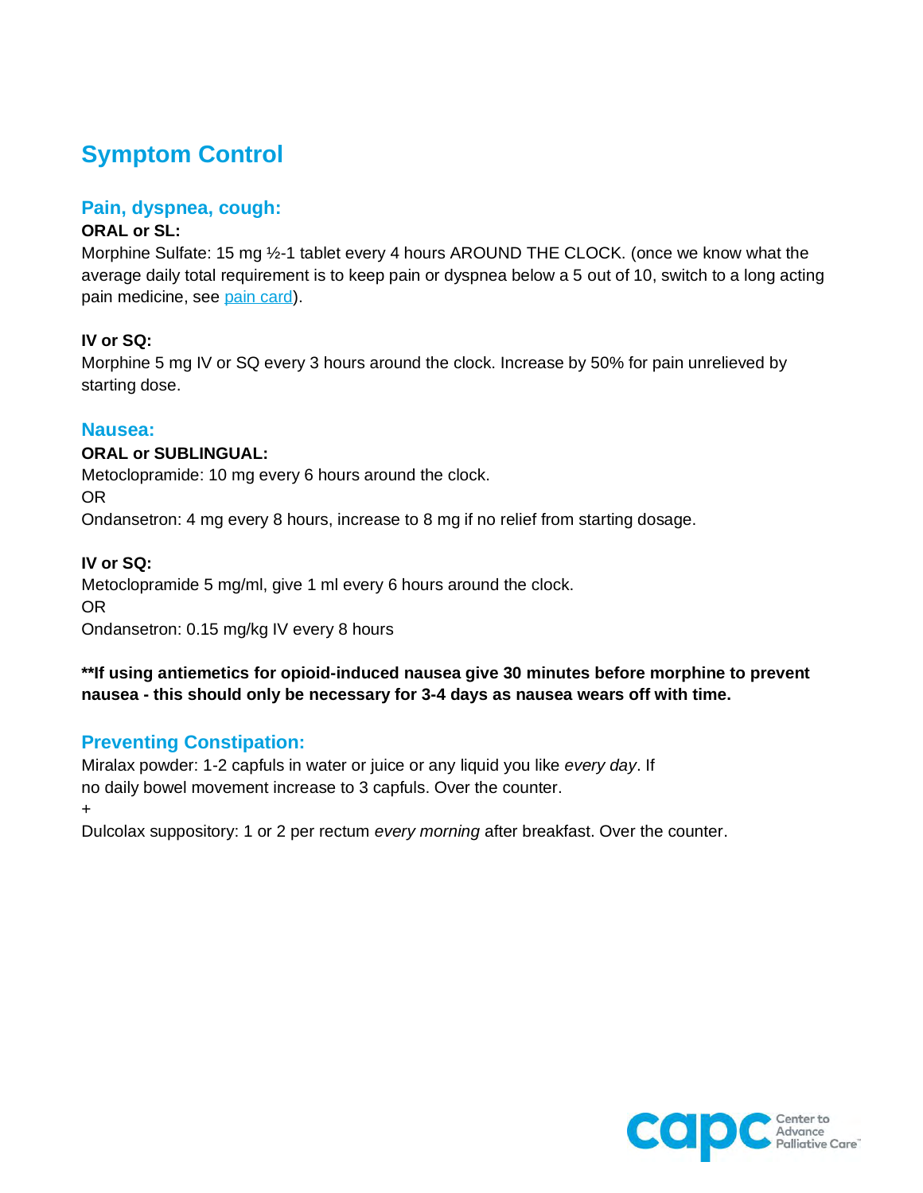# Symptom Control

## Pain, dyspnea, cough:

**ORAL or SL:**

Morphine Sulfate: 15 mg ½-1 tablet every 4 hours AROUND THE CLOCK. (once we know what the average daily total requirement is to keep pain or dyspnea below a 5 out of 10, switch to a long acting pain medicine, see pain card).

**IV or SQ:**

Morphine 5 mg IV or SQ every 3 hours around the clock. Increase by 50% for pain unrelieved by starting dose.

## Nausea:

**ORAL or SUBLINGUAL:**

Metoclopramide: 10 mg every 6 hours around the clock.

OR

Ondansetron: 4 mg every 8 hours, increase to 8 mg if no relief from starting dosage.

**IV or SQ:**

Metoclopramide 5 mg/ml, give 1 ml every 6 hours around the clock.

OR

Ondansetron: 0.15 mg/kg IV every 8 hours

****If using antiemetics for opioid-induced nausea give 30 minutes before morphine to prevent nausea - this should only be necessary for 3-4 days as nausea wears off with time.**

## Preventing Constipation:

Miralax powder: 1-2 capfuls in water or juice or any liquid you like *every day*. If no daily bowel movement increase to 3 capfuls. Over the counter.

+

Dulcolax suppository: 1 or 2 per rectum *every morning* after breakfast. Over the counter.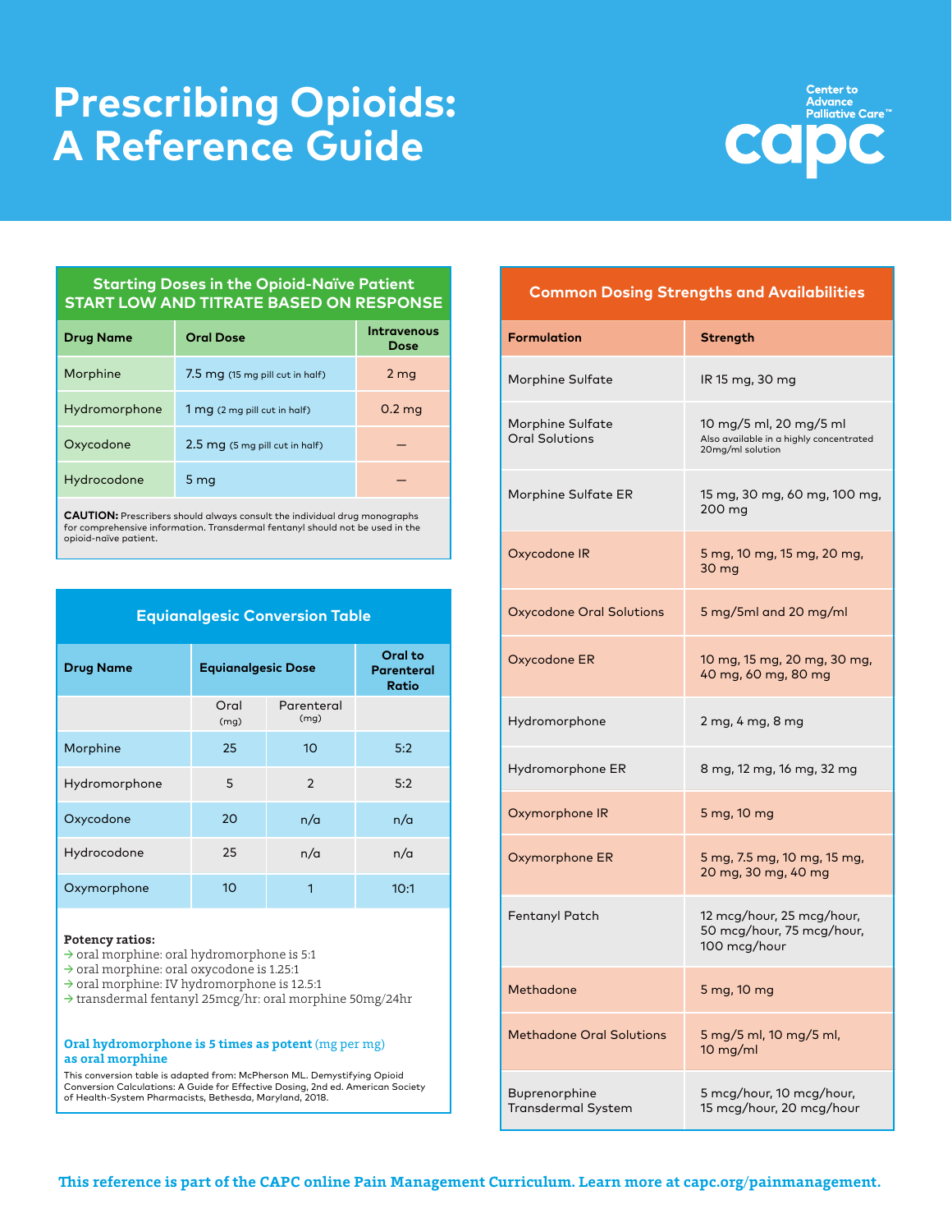# Prescribing Opioids: A Reference Guide

Center to Advance Palliative Care™
capc

## Starting Doses in the Opioid-Naïve Patient
## START LOW AND TITRATE BASED ON RESPONSE

| Drug Name | Oral Dose | Intravenous Dose |
|---|---|---|
| Morphine | 7.5 mg (15 mg pill cut in half) | 2 mg |
| Hydromorphone | 1 mg (2 mg pill cut in half) | 0.2 mg |
| Oxycodone | 2.5 mg (5 mg pill cut in half) | — |
| Hydrocodone | 5 mg | — |

**CAUTION:** Prescribers should always consult the individual drug monographs for comprehensive information. Transdermal fentanyl should not be used in the opioid-naïve patient.

## Equianalgesic Conversion Table

| Drug Name | Equianalgesic Dose | | Oral to Parenteral Ratio |
|---|---|---|---|
| | Oral (mg) | Parenteral (mg) | |
| Morphine | 25 | 10 | 5:2 |
| Hydromorphone | 5 | 2 | 5:2 |
| Oxycodone | 20 | n/a | n/a |
| Hydrocodone | 25 | n/a | n/a |
| Oxymorphone | 10 | 1 | 10:1 |

**Potency ratios:**

- → oral morphine: oral hydromorphone is 5:1
- → oral morphine: oral oxycodone is 1.25:1
- → oral morphine: IV hydromorphone is 12.5:1
- → transdermal fentanyl 25mcg/hr: oral morphine 50mg/24hr

**Oral hydromorphone is 5 times as potent** (mg per mg) **as oral morphine**

This conversion table is adapted from: McPherson ML. Demystifying Opioid Conversion Calculations: A Guide for Effective Dosing, 2nd ed. American Society of Health-System Pharmacists, Bethesda, Maryland, 2018.

## Common Dosing Strengths and Availabilities

| Formulation | Strength |
|---|---|
| Morphine Sulfate | IR 15 mg, 30 mg |
| Morphine Sulfate Oral Solutions | 10 mg/5 ml, 20 mg/5 ml<br>Also available in a highly concentrated 20mg/ml solution |
| Morphine Sulfate ER | 15 mg, 30 mg, 60 mg, 100 mg, 200 mg |
| Oxycodone IR | 5 mg, 10 mg, 15 mg, 20 mg, 30 mg |
| Oxycodone Oral Solutions | 5 mg/5ml and 20 mg/ml |
| Oxycodone ER | 10 mg, 15 mg, 20 mg, 30 mg, 40 mg, 60 mg, 80 mg |
| Hydromorphone | 2 mg, 4 mg, 8 mg |
| Hydromorphone ER | 8 mg, 12 mg, 16 mg, 32 mg |
| Oxymorphone IR | 5 mg, 10 mg |
| Oxymorphone ER | 5 mg, 7.5 mg, 10 mg, 15 mg, 20 mg, 30 mg, 40 mg |
| Fentanyl Patch | 12 mcg/hour, 25 mcg/hour, 50 mcg/hour, 75 mcg/hour, 100 mcg/hour |
| Methadone | 5 mg, 10 mg |
| Methadone Oral Solutions | 5 mg/5 ml, 10 mg/5 ml, 10 mg/ml |
| Buprenorphine Transdermal System | 5 mcg/hour, 10 mcg/hour, 15 mcg/hour, 20 mcg/hour |

**This reference is part of the CAPC online Pain Management Curriculum. Learn more at capc.org/painmanagement.**